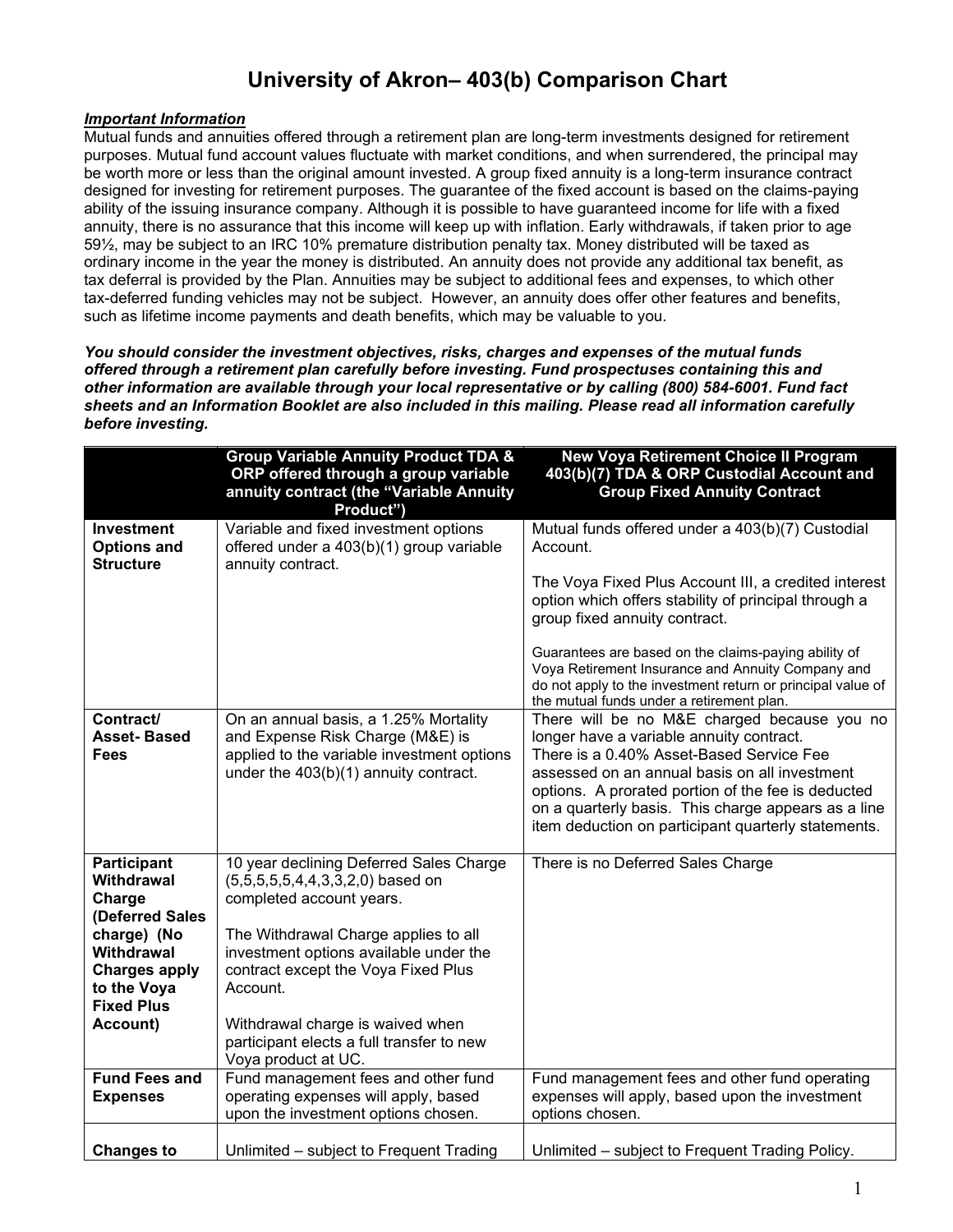# University of Akron– 403(b) Comparison Chart

***Important Information***

Mutual funds and annuities offered through a retirement plan are long-term investments designed for retirement purposes. Mutual fund account values fluctuate with market conditions, and when surrendered, the principal may be worth more or less than the original amount invested. A group fixed annuity is a long-term insurance contract designed for investing for retirement purposes. The guarantee of the fixed account is based on the claims-paying ability of the issuing insurance company. Although it is possible to have guaranteed income for life with a fixed annuity, there is no assurance that this income will keep up with inflation. Early withdrawals, if taken prior to age 59½, may be subject to an IRC 10% premature distribution penalty tax. Money distributed will be taxed as ordinary income in the year the money is distributed. An annuity does not provide any additional tax benefit, as tax deferral is provided by the Plan. Annuities may be subject to additional fees and expenses, to which other tax-deferred funding vehicles may not be subject. However, an annuity does offer other features and benefits, such as lifetime income payments and death benefits, which may be valuable to you.

***You should consider the investment objectives, risks, charges and expenses of the mutual funds offered through a retirement plan carefully before investing. Fund prospectuses containing this and other information are available through your local representative or by calling (800) 584-6001. Fund fact sheets and an Information Booklet are also included in this mailing. Please read all information carefully before investing.***

| | Group Variable Annuity Product TDA & ORP offered through a group variable annuity contract (the "Variable Annuity Product") | New Voya Retirement Choice II Program 403(b)(7) TDA & ORP Custodial Account and Group Fixed Annuity Contract |
|---|---|---|
| **Investment Options and Structure** | Variable and fixed investment options offered under a 403(b)(1) group variable annuity contract. | Mutual funds offered under a 403(b)(7) Custodial Account.<br><br>The Voya Fixed Plus Account III, a credited interest option which offers stability of principal through a group fixed annuity contract.<br><br>Guarantees are based on the claims-paying ability of Voya Retirement Insurance and Annuity Company and do not apply to the investment return or principal value of the mutual funds under a retirement plan. |
| **Contract/ Asset- Based Fees** | On an annual basis, a 1.25% Mortality and Expense Risk Charge (M&E) is applied to the variable investment options under the 403(b)(1) annuity contract. | There will be no M&E charged because you no longer have a variable annuity contract.<br>There is a 0.40% Asset-Based Service Fee assessed on an annual basis on all investment options. A prorated portion of the fee is deducted on a quarterly basis. This charge appears as a line item deduction on participant quarterly statements. |
| **Participant Withdrawal Charge (Deferred Sales charge) (No Withdrawal Charges apply to the Voya Fixed Plus Account)** | 10 year declining Deferred Sales Charge (5,5,5,5,5,4,4,3,3,2,0) based on completed account years.<br><br>The Withdrawal Charge applies to all investment options available under the contract except the Voya Fixed Plus Account.<br><br>Withdrawal charge is waived when participant elects a full transfer to new Voya product at UC. | There is no Deferred Sales Charge |
| **Fund Fees and Expenses** | Fund management fees and other fund operating expenses will apply, based upon the investment options chosen. | Fund management fees and other fund operating expenses will apply, based upon the investment options chosen. |
| **Changes to** | Unlimited – subject to Frequent Trading | Unlimited – subject to Frequent Trading Policy. |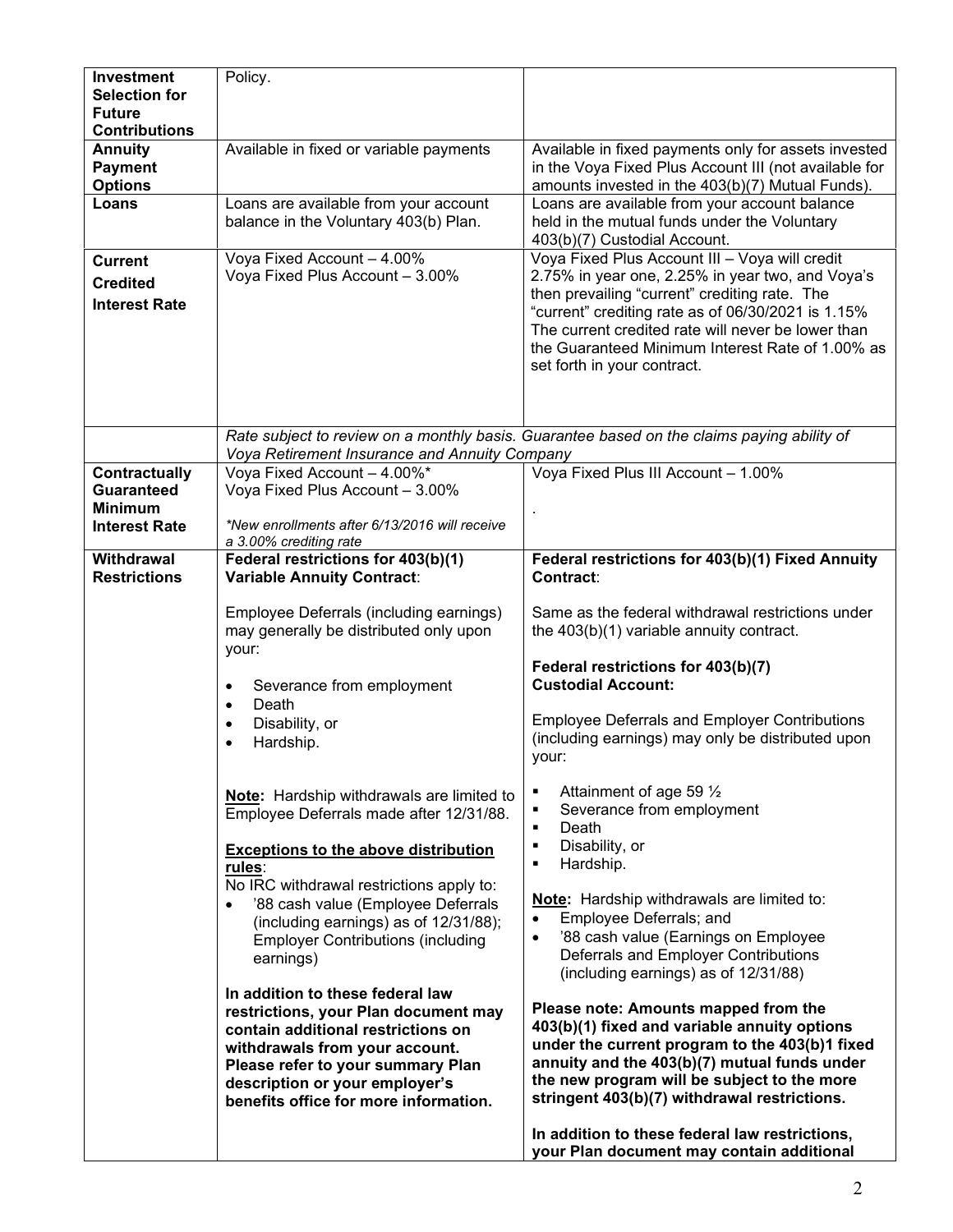| | | |
|---|---|---|
| **Investment Selection for Future Contributions** | Policy. | |
| **Annuity Payment Options** | Available in fixed or variable payments | Available in fixed payments only for assets invested in the Voya Fixed Plus Account III (not available for amounts invested in the 403(b)(7) Mutual Funds). |
| **Loans** | Loans are available from your account balance in the Voluntary 403(b) Plan. | Loans are available from your account balance held in the mutual funds under the Voluntary 403(b)(7) Custodial Account. |
| **Current Credited Interest Rate** | Voya Fixed Account – 4.00%<br>Voya Fixed Plus Account – 3.00% | Voya Fixed Plus Account III – Voya will credit 2.75% in year one, 2.25% in year two, and Voya's then prevailing "current" crediting rate. The "current" crediting rate as of 06/30/2021 is 1.15% The current credited rate will never be lower than the Guaranteed Minimum Interest Rate of 1.00% as set forth in your contract. |
| | *Rate subject to review on a monthly basis. Guarantee based on the claims paying ability of Voya Retirement Insurance and Annuity Company* | |
| **Contractually Guaranteed Minimum Interest Rate** | Voya Fixed Account – 4.00%*<br>Voya Fixed Plus Account – 3.00%<br><br>*\*New enrollments after 6/13/2016 will receive a 3.00% crediting rate* | Voya Fixed Plus III Account – 1.00%<br><br>. |
| **Withdrawal Restrictions** | **Federal restrictions for 403(b)(1) Variable Annuity Contract**:<br><br>Employee Deferrals (including earnings) may generally be distributed only upon your:<br><br>• Severance from employment<br>• Death<br>• Disability, or<br>• Hardship.<br><br>**Note:** Hardship withdrawals are limited to Employee Deferrals made after 12/31/88.<br><br>**Exceptions to the above distribution rules**:<br>No IRC withdrawal restrictions apply to:<br>• '88 cash value (Employee Deferrals (including earnings) as of 12/31/88); Employer Contributions (including earnings)<br><br>**In addition to these federal law restrictions, your Plan document may contain additional restrictions on withdrawals from your account. Please refer to your summary Plan description or your employer's benefits office for more information.** | **Federal restrictions for 403(b)(1) Fixed Annuity Contract**:<br><br>Same as the federal withdrawal restrictions under the 403(b)(1) variable annuity contract.<br><br>**Federal restrictions for 403(b)(7) Custodial Account:**<br><br>Employee Deferrals and Employer Contributions (including earnings) may only be distributed upon your:<br><br>• Attainment of age 59 ½<br>• Severance from employment<br>• Death<br>• Disability, or<br>• Hardship.<br><br>**Note:** Hardship withdrawals are limited to:<br>• Employee Deferrals; and<br>• '88 cash value (Earnings on Employee Deferrals and Employer Contributions (including earnings) as of 12/31/88)<br><br>**Please note: Amounts mapped from the 403(b)(1) fixed and variable annuity options under the current program to the 403(b)1 fixed annuity and the 403(b)(7) mutual funds under the new program will be subject to the more stringent 403(b)(7) withdrawal restrictions.**<br><br>**In addition to these federal law restrictions, your Plan document may contain additional** |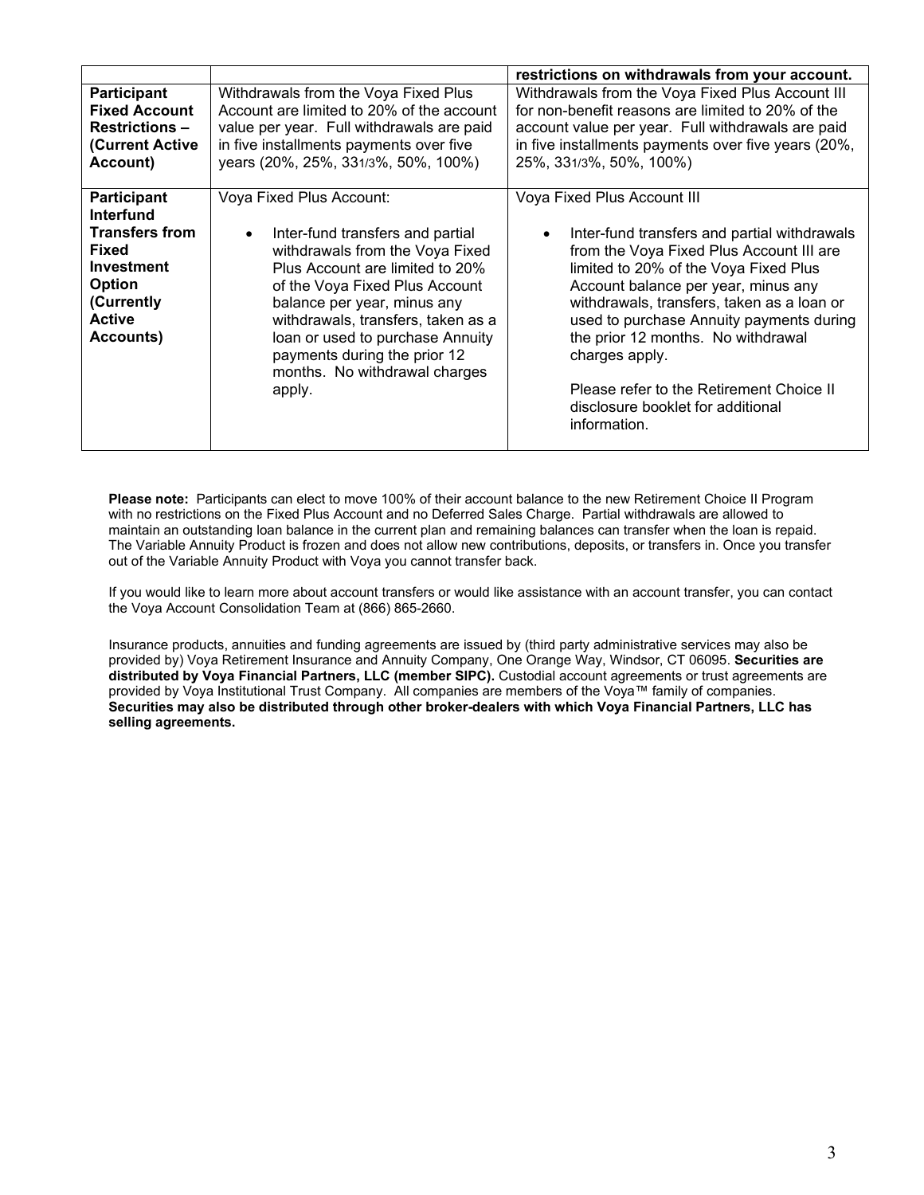| | | |
|---|---|---|
| | | **restrictions on withdrawals from your account.** |
| **Participant Fixed Account Restrictions – (Current Active Account)** | Withdrawals from the Voya Fixed Plus Account are limited to 20% of the account value per year. Full withdrawals are paid in five installments payments over five years (20%, 25%, 33 1/3%, 50%, 100%) | Withdrawals from the Voya Fixed Plus Account III for non-benefit reasons are limited to 20% of the account value per year. Full withdrawals are paid in five installments payments over five years (20%, 25%, 33 1/3%, 50%, 100%) |
| **Participant Interfund Transfers from Fixed Investment Option (Currently Active Accounts)** | Voya Fixed Plus Account:<br><br>• Inter-fund transfers and partial withdrawals from the Voya Fixed Plus Account are limited to 20% of the Voya Fixed Plus Account balance per year, minus any withdrawals, transfers, taken as a loan or used to purchase Annuity payments during the prior 12 months. No withdrawal charges apply. | Voya Fixed Plus Account III<br><br>• Inter-fund transfers and partial withdrawals from the Voya Fixed Plus Account III are limited to 20% of the Voya Fixed Plus Account balance per year, minus any withdrawals, transfers, taken as a loan or used to purchase Annuity payments during the prior 12 months. No withdrawal charges apply.<br><br>Please refer to the Retirement Choice II disclosure booklet for additional information. |

**Please note:** Participants can elect to move 100% of their account balance to the new Retirement Choice II Program with no restrictions on the Fixed Plus Account and no Deferred Sales Charge. Partial withdrawals are allowed to maintain an outstanding loan balance in the current plan and remaining balances can transfer when the loan is repaid. The Variable Annuity Product is frozen and does not allow new contributions, deposits, or transfers in. Once you transfer out of the Variable Annuity Product with Voya you cannot transfer back.

If you would like to learn more about account transfers or would like assistance with an account transfer, you can contact the Voya Account Consolidation Team at (866) 865-2660.

Insurance products, annuities and funding agreements are issued by (third party administrative services may also be provided by) Voya Retirement Insurance and Annuity Company, One Orange Way, Windsor, CT 06095. **Securities are distributed by Voya Financial Partners, LLC (member SIPC).** Custodial account agreements or trust agreements are provided by Voya Institutional Trust Company. All companies are members of the Voya™ family of companies. **Securities may also be distributed through other broker-dealers with which Voya Financial Partners, LLC has selling agreements.**